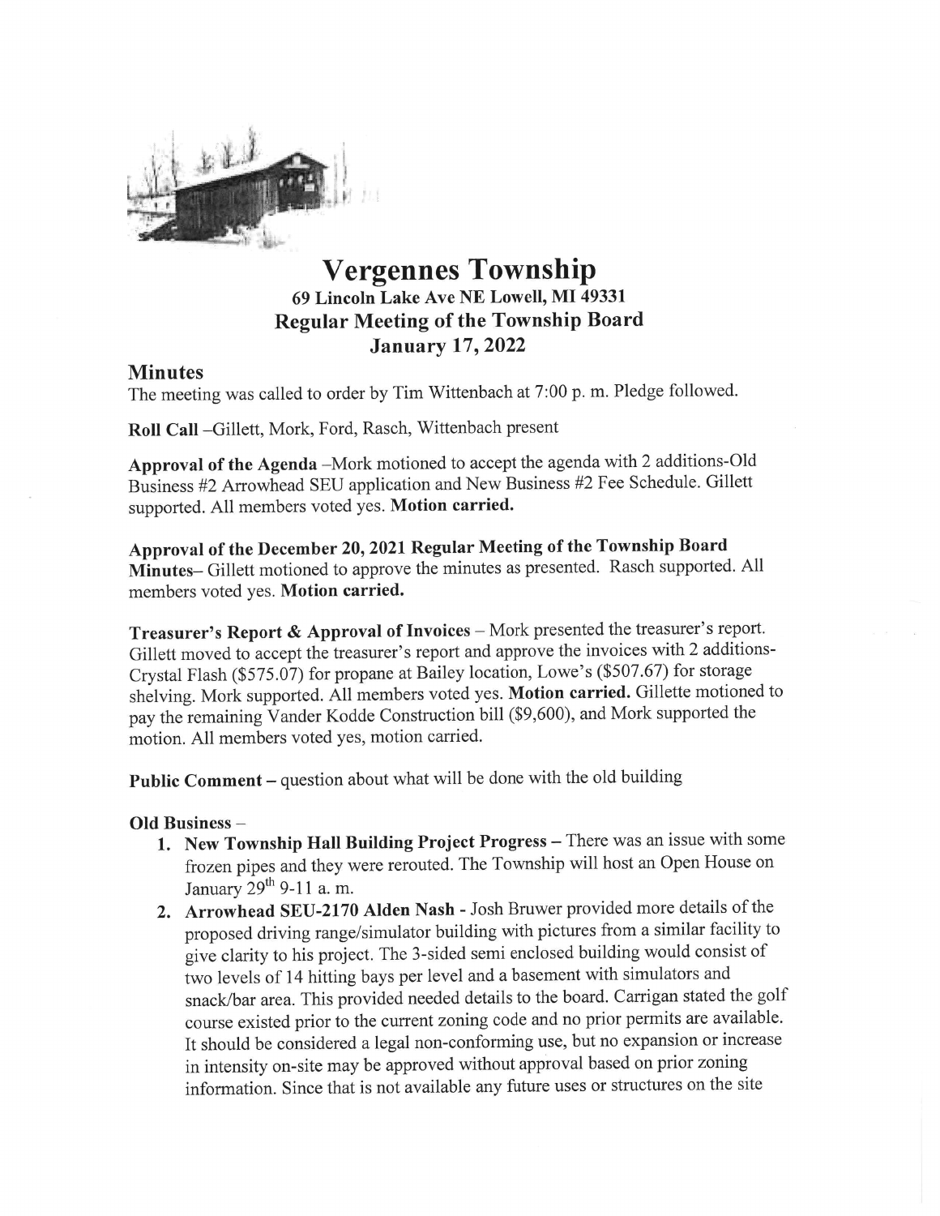# Vergennes Township

### 69 Lincoln Lake Ave NE Lowell, MI 49331
### Regular Meeting of the Township Board
### January 17, 2022

## Minutes

The meeting was called to order by Tim Wittenbach at 7:00 p. m. Pledge followed.

**Roll Call** –Gillett, Mork, Ford, Rasch, Wittenbach present

**Approval of the Agenda** –Mork motioned to accept the agenda with 2 additions-Old Business #2 Arrowhead SEU application and New Business #2 Fee Schedule. Gillett supported. All members voted yes. **Motion carried.**

**Approval of the December 20, 2021 Regular Meeting of the Township Board Minutes**– Gillett motioned to approve the minutes as presented. Rasch supported. All members voted yes. **Motion carried.**

**Treasurer's Report & Approval of Invoices** – Mork presented the treasurer's report. Gillett moved to accept the treasurer's report and approve the invoices with 2 additions-Crystal Flash ($575.07) for propane at Bailey location, Lowe's ($507.67) for storage shelving. Mork supported. All members voted yes. **Motion carried.** Gillette motioned to pay the remaining Vander Kodde Construction bill ($9,600), and Mork supported the motion. All members voted yes, motion carried.

**Public Comment** – question about what will be done with the old building

**Old Business** –

1. **New Township Hall Building Project Progress** – There was an issue with some frozen pipes and they were rerouted. The Township will host an Open House on January 29th 9-11 a. m.
2. **Arrowhead SEU-2170 Alden Nash** - Josh Bruwer provided more details of the proposed driving range/simulator building with pictures from a similar facility to give clarity to his project. The 3-sided semi enclosed building would consist of two levels of 14 hitting bays per level and a basement with simulators and snack/bar area. This provided needed details to the board. Carrigan stated the golf course existed prior to the current zoning code and no prior permits are available. It should be considered a legal non-conforming use, but no expansion or increase in intensity on-site may be approved without approval based on prior zoning information. Since that is not available any future uses or structures on the site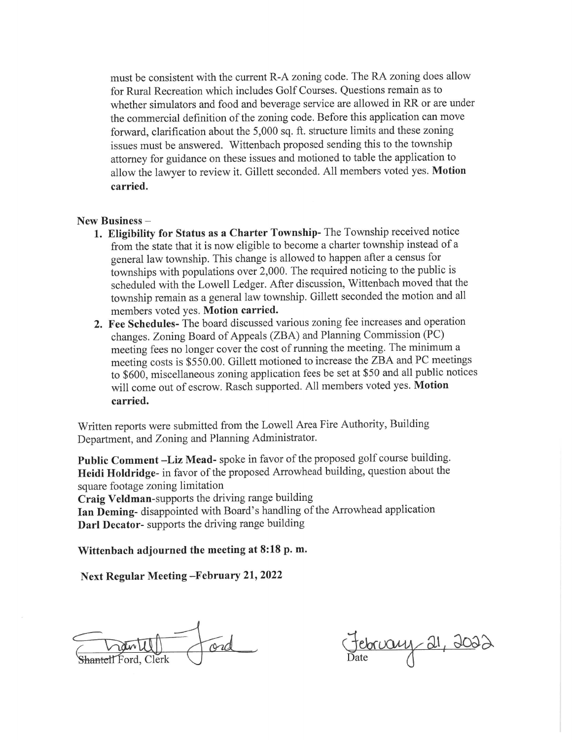must be consistent with the current R-A zoning code. The RA zoning does allow for Rural Recreation which includes Golf Courses. Questions remain as to whether simulators and food and beverage service are allowed in RR or are under the commercial definition of the zoning code. Before this application can move forward, clarification about the 5,000 sq. ft. structure limits and these zoning issues must be answered. Wittenbach proposed sending this to the township attorney for guidance on these issues and motioned to table the application to allow the lawyer to review it. Gillett seconded. All members voted yes. **Motion carried.**

**New Business** –

1. **Eligibility for Status as a Charter Township-** The Township received notice from the state that it is now eligible to become a charter township instead of a general law township. This change is allowed to happen after a census for townships with populations over 2,000. The required noticing to the public is scheduled with the Lowell Ledger. After discussion, Wittenbach moved that the township remain as a general law township. Gillett seconded the motion and all members voted yes. **Motion carried.**
2. **Fee Schedules-** The board discussed various zoning fee increases and operation changes. Zoning Board of Appeals (ZBA) and Planning Commission (PC) meeting fees no longer cover the cost of running the meeting. The minimum a meeting costs is $550.00. Gillett motioned to increase the ZBA and PC meetings to $600, miscellaneous zoning application fees be set at $50 and all public notices will come out of escrow. Rasch supported. All members voted yes. **Motion carried.**

Written reports were submitted from the Lowell Area Fire Authority, Building Department, and Zoning and Planning Administrator.

**Public Comment –Liz Mead-** spoke in favor of the proposed golf course building.
**Heidi Holdridge-** in favor of the proposed Arrowhead building, question about the square footage zoning limitation
**Craig Veldman**-supports the driving range building
**Ian Deming-** disappointed with Board's handling of the Arrowhead application
**Darl Decator-** supports the driving range building

**Wittenbach adjourned the meeting at 8:18 p. m.**

**Next Regular Meeting –February 21, 2022**

Shantell Ford, Clerk

February 21, 2022
Date